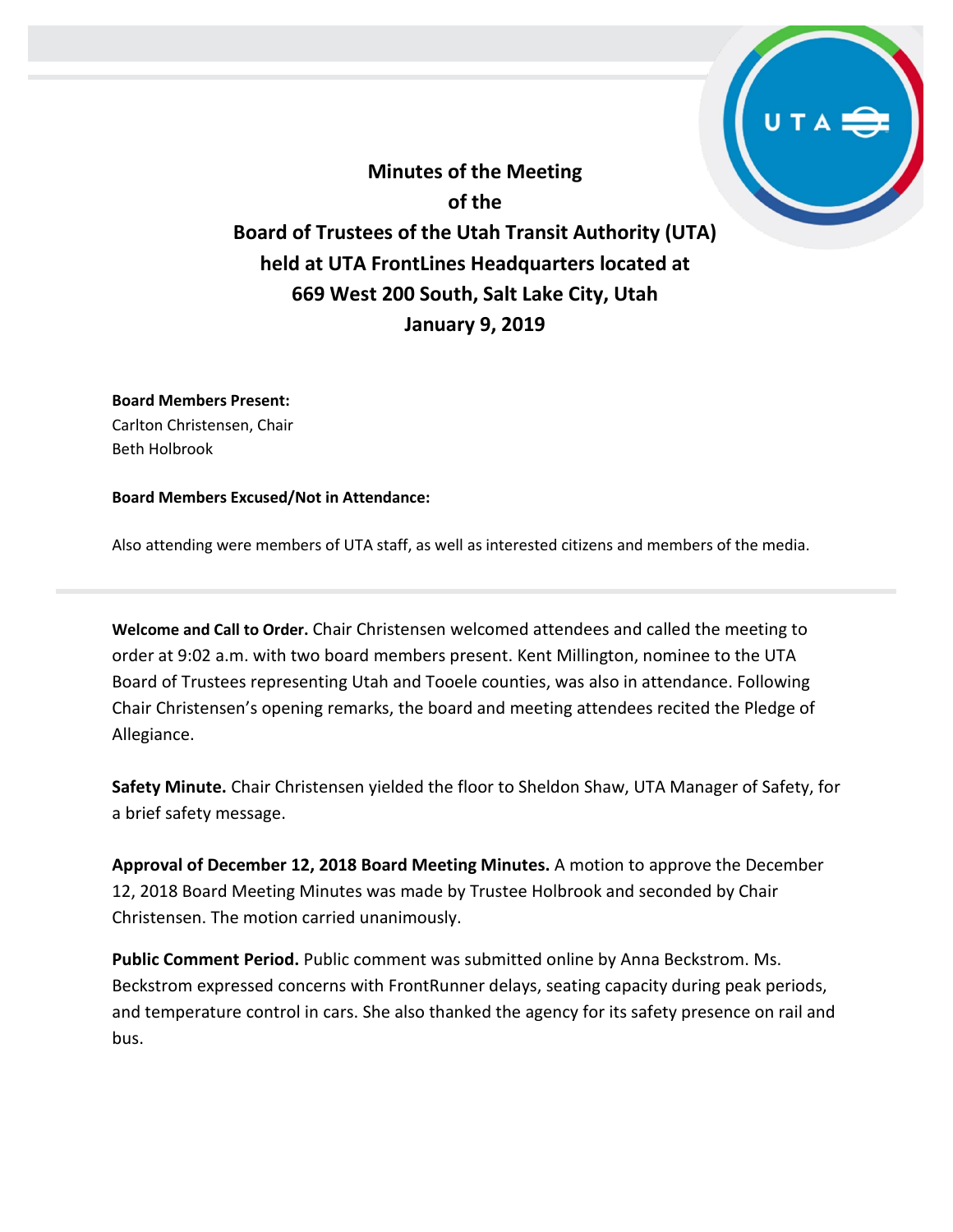# Minutes of the Meeting of the Board of Trustees of the Utah Transit Authority (UTA) held at UTA FrontLines Headquarters located at 669 West 200 South, Salt Lake City, Utah January 9, 2019

**Board Members Present:**
Carlton Christensen, Chair
Beth Holbrook

**Board Members Excused/Not in Attendance:**

Also attending were members of UTA staff, as well as interested citizens and members of the media.

---

**Welcome and Call to Order.** Chair Christensen welcomed attendees and called the meeting to order at 9:02 a.m. with two board members present. Kent Millington, nominee to the UTA Board of Trustees representing Utah and Tooele counties, was also in attendance. Following Chair Christensen's opening remarks, the board and meeting attendees recited the Pledge of Allegiance.

**Safety Minute.** Chair Christensen yielded the floor to Sheldon Shaw, UTA Manager of Safety, for a brief safety message.

**Approval of December 12, 2018 Board Meeting Minutes.** A motion to approve the December 12, 2018 Board Meeting Minutes was made by Trustee Holbrook and seconded by Chair Christensen. The motion carried unanimously.

**Public Comment Period.** Public comment was submitted online by Anna Beckstrom. Ms. Beckstrom expressed concerns with FrontRunner delays, seating capacity during peak periods, and temperature control in cars. She also thanked the agency for its safety presence on rail and bus.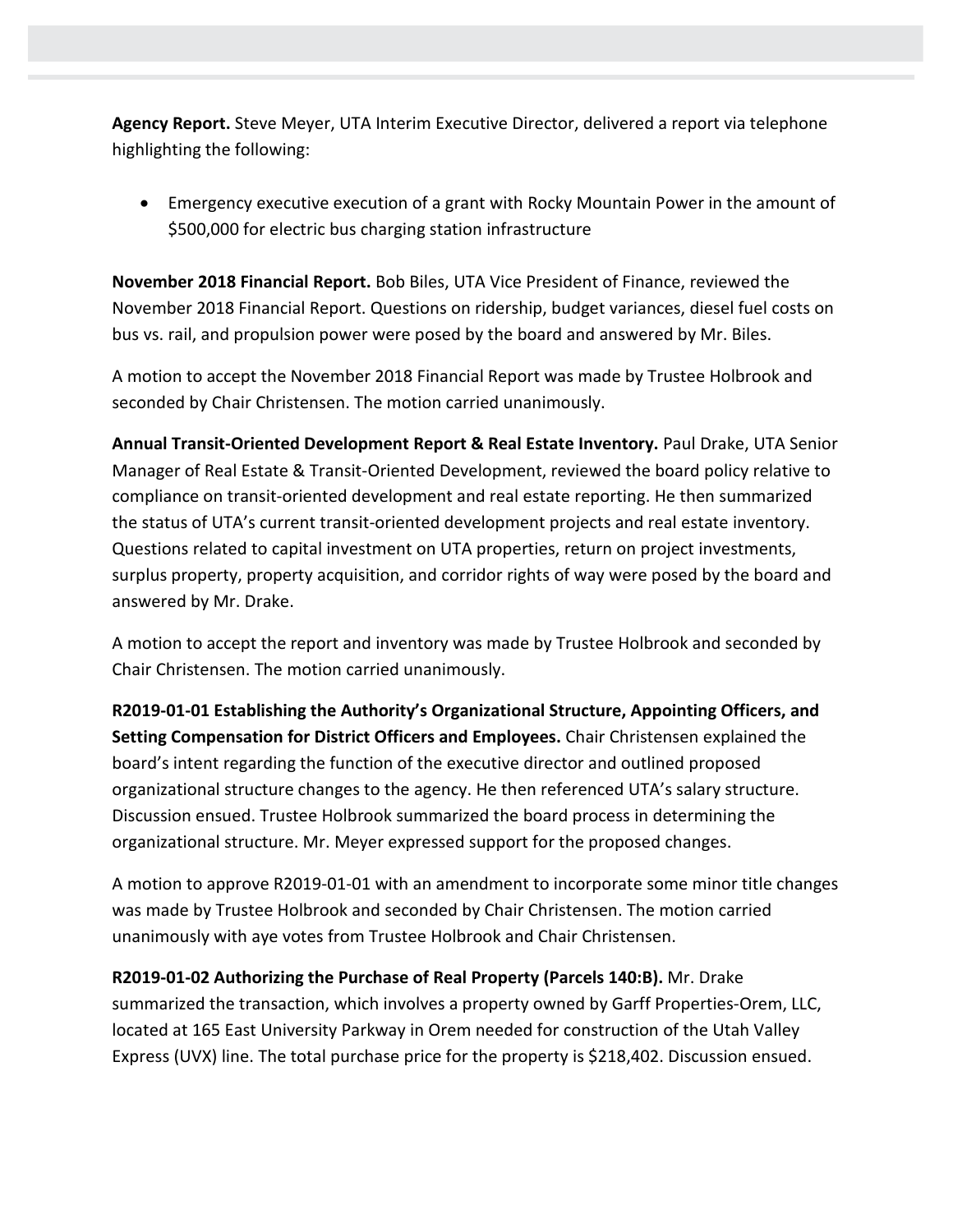**Agency Report.** Steve Meyer, UTA Interim Executive Director, delivered a report via telephone highlighting the following:

- Emergency executive execution of a grant with Rocky Mountain Power in the amount of $500,000 for electric bus charging station infrastructure

**November 2018 Financial Report.** Bob Biles, UTA Vice President of Finance, reviewed the November 2018 Financial Report. Questions on ridership, budget variances, diesel fuel costs on bus vs. rail, and propulsion power were posed by the board and answered by Mr. Biles.

A motion to accept the November 2018 Financial Report was made by Trustee Holbrook and seconded by Chair Christensen. The motion carried unanimously.

**Annual Transit-Oriented Development Report & Real Estate Inventory.** Paul Drake, UTA Senior Manager of Real Estate & Transit-Oriented Development, reviewed the board policy relative to compliance on transit-oriented development and real estate reporting. He then summarized the status of UTA's current transit-oriented development projects and real estate inventory. Questions related to capital investment on UTA properties, return on project investments, surplus property, property acquisition, and corridor rights of way were posed by the board and answered by Mr. Drake.

A motion to accept the report and inventory was made by Trustee Holbrook and seconded by Chair Christensen. The motion carried unanimously.

**R2019-01-01 Establishing the Authority's Organizational Structure, Appointing Officers, and Setting Compensation for District Officers and Employees.** Chair Christensen explained the board's intent regarding the function of the executive director and outlined proposed organizational structure changes to the agency. He then referenced UTA's salary structure. Discussion ensued. Trustee Holbrook summarized the board process in determining the organizational structure. Mr. Meyer expressed support for the proposed changes.

A motion to approve R2019-01-01 with an amendment to incorporate some minor title changes was made by Trustee Holbrook and seconded by Chair Christensen. The motion carried unanimously with aye votes from Trustee Holbrook and Chair Christensen.

**R2019-01-02 Authorizing the Purchase of Real Property (Parcels 140:B).** Mr. Drake summarized the transaction, which involves a property owned by Garff Properties-Orem, LLC, located at 165 East University Parkway in Orem needed for construction of the Utah Valley Express (UVX) line. The total purchase price for the property is $218,402. Discussion ensued.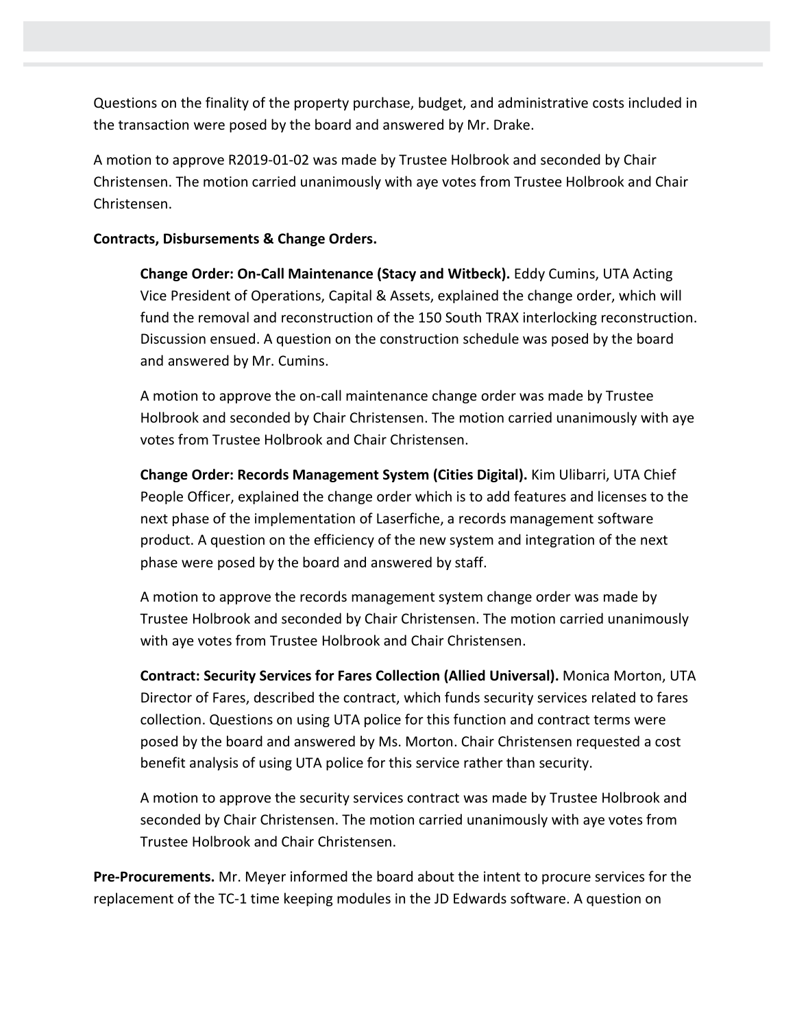Questions on the finality of the property purchase, budget, and administrative costs included in the transaction were posed by the board and answered by Mr. Drake.

A motion to approve R2019-01-02 was made by Trustee Holbrook and seconded by Chair Christensen. The motion carried unanimously with aye votes from Trustee Holbrook and Chair Christensen.

**Contracts, Disbursements & Change Orders.**

**Change Order: On-Call Maintenance (Stacy and Witbeck).** Eddy Cumins, UTA Acting Vice President of Operations, Capital & Assets, explained the change order, which will fund the removal and reconstruction of the 150 South TRAX interlocking reconstruction. Discussion ensued. A question on the construction schedule was posed by the board and answered by Mr. Cumins.

A motion to approve the on-call maintenance change order was made by Trustee Holbrook and seconded by Chair Christensen. The motion carried unanimously with aye votes from Trustee Holbrook and Chair Christensen.

**Change Order: Records Management System (Cities Digital).** Kim Ulibarri, UTA Chief People Officer, explained the change order which is to add features and licenses to the next phase of the implementation of Laserfiche, a records management software product. A question on the efficiency of the new system and integration of the next phase were posed by the board and answered by staff.

A motion to approve the records management system change order was made by Trustee Holbrook and seconded by Chair Christensen. The motion carried unanimously with aye votes from Trustee Holbrook and Chair Christensen.

**Contract: Security Services for Fares Collection (Allied Universal).** Monica Morton, UTA Director of Fares, described the contract, which funds security services related to fares collection. Questions on using UTA police for this function and contract terms were posed by the board and answered by Ms. Morton. Chair Christensen requested a cost benefit analysis of using UTA police for this service rather than security.

A motion to approve the security services contract was made by Trustee Holbrook and seconded by Chair Christensen. The motion carried unanimously with aye votes from Trustee Holbrook and Chair Christensen.

**Pre-Procurements.** Mr. Meyer informed the board about the intent to procure services for the replacement of the TC-1 time keeping modules in the JD Edwards software. A question on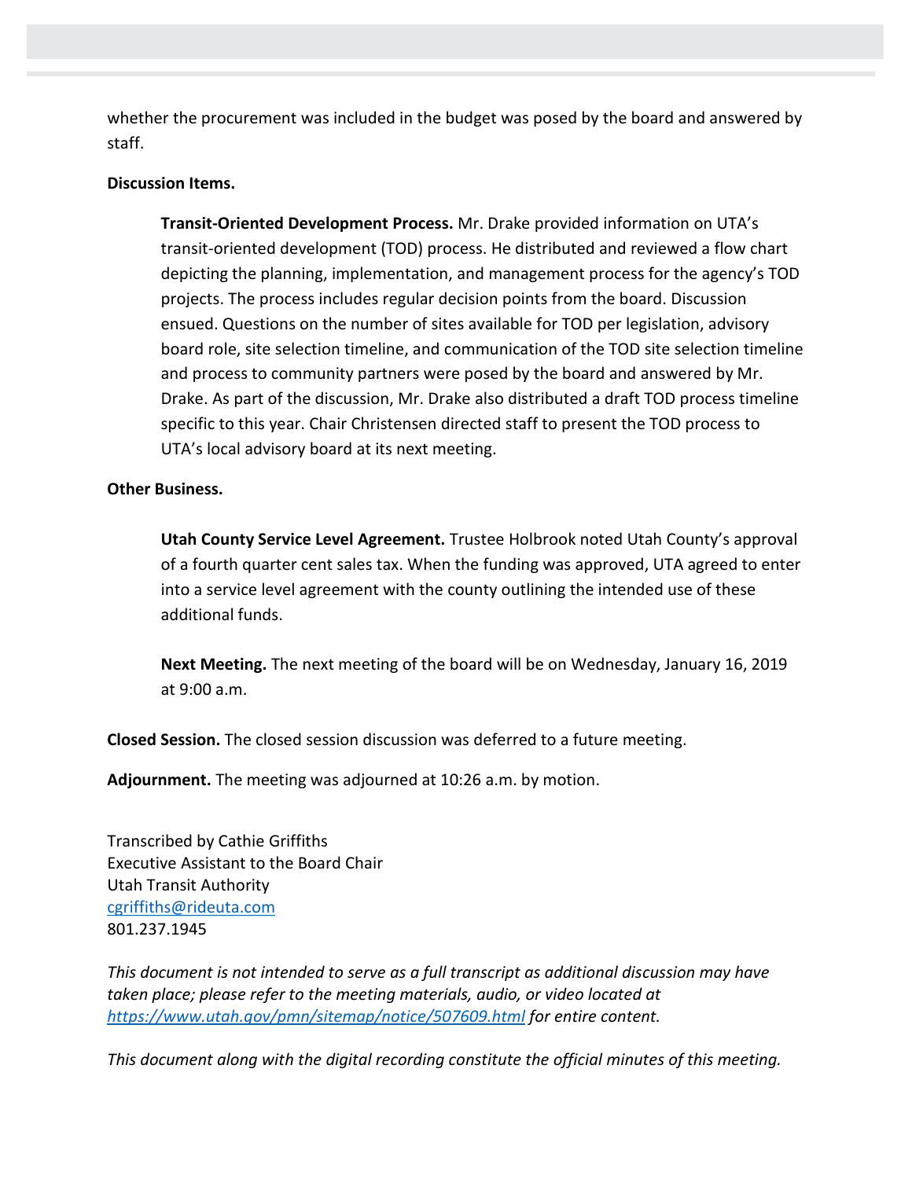whether the procurement was included in the budget was posed by the board and answered by staff.

**Discussion Items.**

**Transit-Oriented Development Process.** Mr. Drake provided information on UTA's transit-oriented development (TOD) process. He distributed and reviewed a flow chart depicting the planning, implementation, and management process for the agency's TOD projects. The process includes regular decision points from the board. Discussion ensued. Questions on the number of sites available for TOD per legislation, advisory board role, site selection timeline, and communication of the TOD site selection timeline and process to community partners were posed by the board and answered by Mr. Drake. As part of the discussion, Mr. Drake also distributed a draft TOD process timeline specific to this year. Chair Christensen directed staff to present the TOD process to UTA's local advisory board at its next meeting.

**Other Business.**

**Utah County Service Level Agreement.** Trustee Holbrook noted Utah County's approval of a fourth quarter cent sales tax. When the funding was approved, UTA agreed to enter into a service level agreement with the county outlining the intended use of these additional funds.

**Next Meeting.** The next meeting of the board will be on Wednesday, January 16, 2019 at 9:00 a.m.

**Closed Session.** The closed session discussion was deferred to a future meeting.

**Adjournment.** The meeting was adjourned at 10:26 a.m. by motion.

Transcribed by Cathie Griffiths
Executive Assistant to the Board Chair
Utah Transit Authority
cgriffiths@rideuta.com
801.237.1945

*This document is not intended to serve as a full transcript as additional discussion may have taken place; please refer to the meeting materials, audio, or video located at https://www.utah.gov/pmn/sitemap/notice/507609.html for entire content.*

*This document along with the digital recording constitute the official minutes of this meeting.*